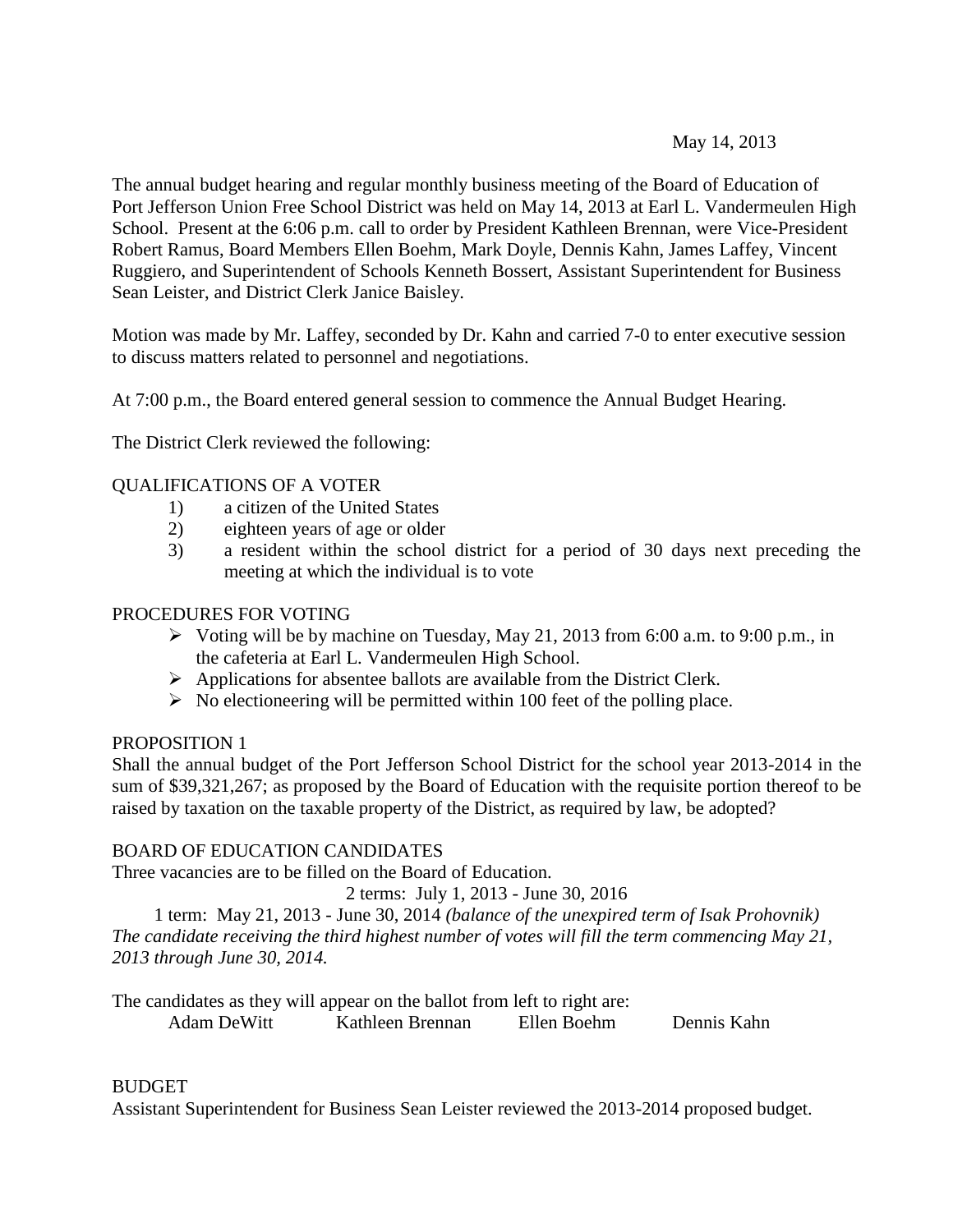May 14, 2013

The annual budget hearing and regular monthly business meeting of the Board of Education of Port Jefferson Union Free School District was held on May 14, 2013 at Earl L. Vandermeulen High School. Present at the 6:06 p.m. call to order by President Kathleen Brennan, were Vice-President Robert Ramus, Board Members Ellen Boehm, Mark Doyle, Dennis Kahn, James Laffey, Vincent Ruggiero, and Superintendent of Schools Kenneth Bossert, Assistant Superintendent for Business Sean Leister, and District Clerk Janice Baisley.

Motion was made by Mr. Laffey, seconded by Dr. Kahn and carried 7-0 to enter executive session to discuss matters related to personnel and negotiations.

At 7:00 p.m., the Board entered general session to commence the Annual Budget Hearing.

The District Clerk reviewed the following:

QUALIFICATIONS OF A VOTER

1) a citizen of the United States
2) eighteen years of age or older
3) a resident within the school district for a period of 30 days next preceding the meeting at which the individual is to vote

PROCEDURES FOR VOTING

- Voting will be by machine on Tuesday, May 21, 2013 from 6:00 a.m. to 9:00 p.m., in the cafeteria at Earl L. Vandermeulen High School.
- Applications for absentee ballots are available from the District Clerk.
- No electioneering will be permitted within 100 feet of the polling place.

PROPOSITION 1

Shall the annual budget of the Port Jefferson School District for the school year 2013-2014 in the sum of $39,321,267; as proposed by the Board of Education with the requisite portion thereof to be raised by taxation on the taxable property of the District, as required by law, be adopted?

BOARD OF EDUCATION CANDIDATES

Three vacancies are to be filled on the Board of Education.

2 terms: July 1, 2013 - June 30, 2016

1 term: May 21, 2013 - June 30, 2014 *(balance of the unexpired term of Isak Prohovnik)*
*The candidate receiving the third highest number of votes will fill the term commencing May 21, 2013 through June 30, 2014.*

The candidates as they will appear on the ballot from left to right are:

Adam DeWitt &emsp; Kathleen Brennan &emsp; Ellen Boehm &emsp; Dennis Kahn

BUDGET

Assistant Superintendent for Business Sean Leister reviewed the 2013-2014 proposed budget.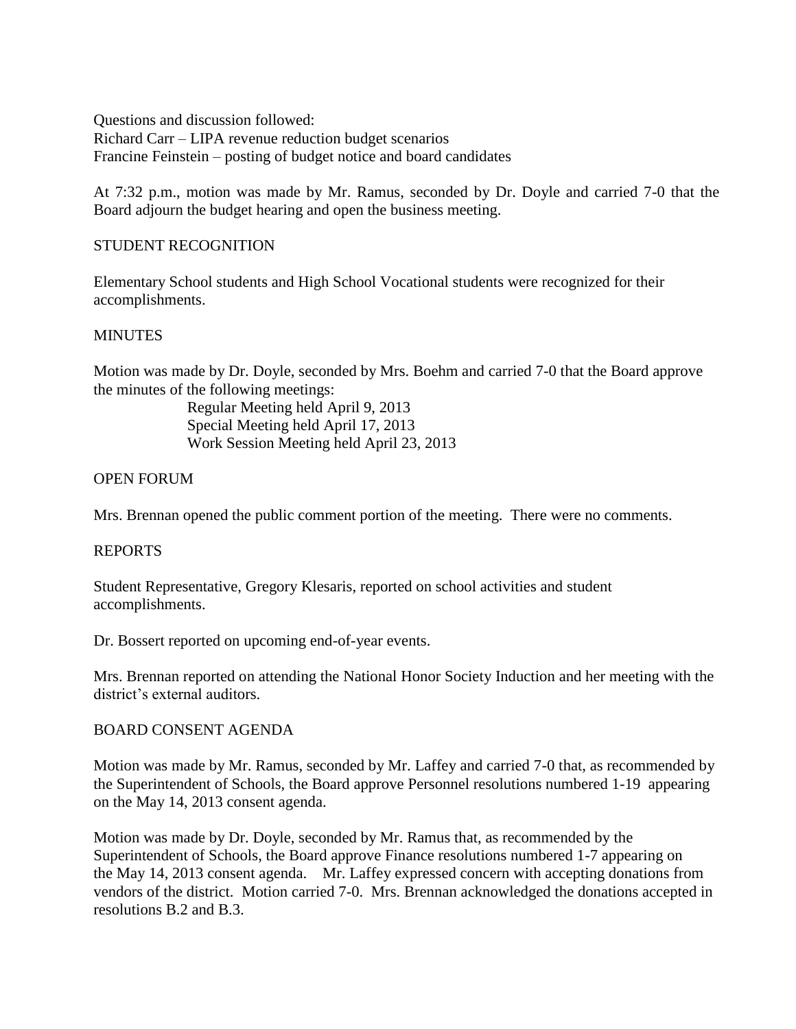Questions and discussion followed:
Richard Carr – LIPA revenue reduction budget scenarios
Francine Feinstein – posting of budget notice and board candidates

At 7:32 p.m., motion was made by Mr. Ramus, seconded by Dr. Doyle and carried 7-0 that the Board adjourn the budget hearing and open the business meeting.

## STUDENT RECOGNITION

Elementary School students and High School Vocational students were recognized for their accomplishments.

## MINUTES

Motion was made by Dr. Doyle, seconded by Mrs. Boehm and carried 7-0 that the Board approve the minutes of the following meetings:

Regular Meeting held April 9, 2013
Special Meeting held April 17, 2013
Work Session Meeting held April 23, 2013

## OPEN FORUM

Mrs. Brennan opened the public comment portion of the meeting. There were no comments.

## REPORTS

Student Representative, Gregory Klesaris, reported on school activities and student accomplishments.

Dr. Bossert reported on upcoming end-of-year events.

Mrs. Brennan reported on attending the National Honor Society Induction and her meeting with the district's external auditors.

## BOARD CONSENT AGENDA

Motion was made by Mr. Ramus, seconded by Mr. Laffey and carried 7-0 that, as recommended by the Superintendent of Schools, the Board approve Personnel resolutions numbered 1-19 appearing on the May 14, 2013 consent agenda.

Motion was made by Dr. Doyle, seconded by Mr. Ramus that, as recommended by the Superintendent of Schools, the Board approve Finance resolutions numbered 1-7 appearing on the May 14, 2013 consent agenda. Mr. Laffey expressed concern with accepting donations from vendors of the district. Motion carried 7-0. Mrs. Brennan acknowledged the donations accepted in resolutions B.2 and B.3.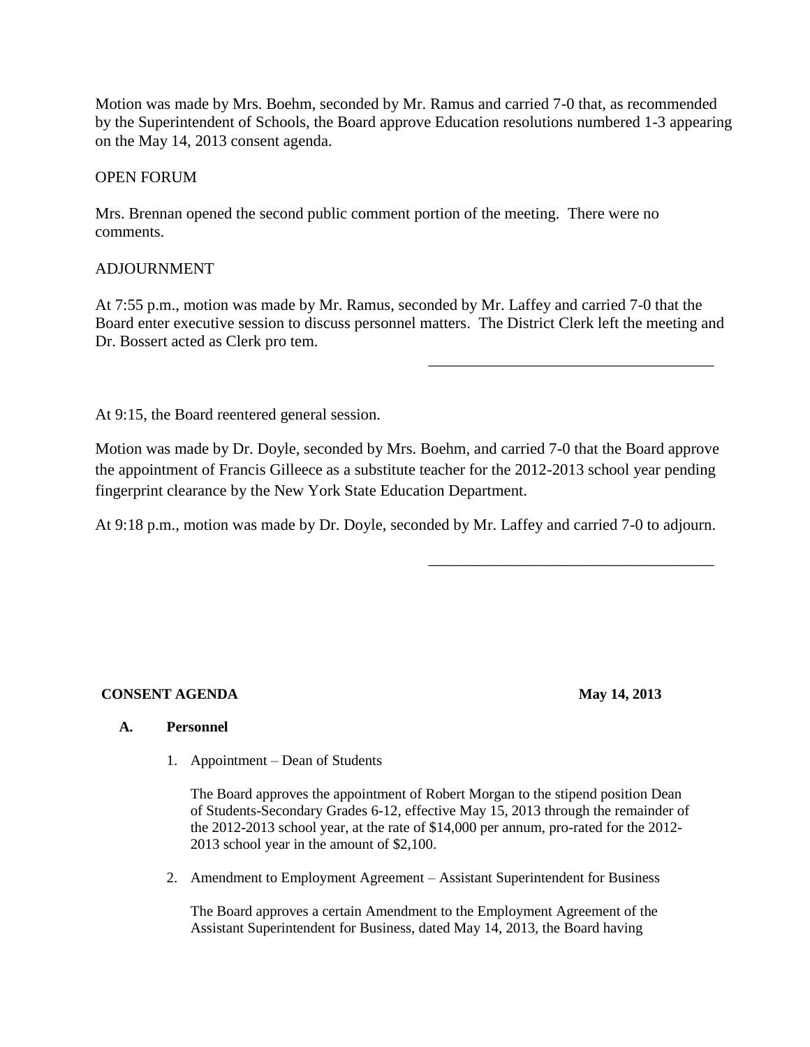Motion was made by Mrs. Boehm, seconded by Mr. Ramus and carried 7-0 that, as recommended by the Superintendent of Schools, the Board approve Education resolutions numbered 1-3 appearing on the May 14, 2013 consent agenda.

OPEN FORUM

Mrs. Brennan opened the second public comment portion of the meeting. There were no comments.

ADJOURNMENT

At 7:55 p.m., motion was made by Mr. Ramus, seconded by Mr. Laffey and carried 7-0 that the Board enter executive session to discuss personnel matters. The District Clerk left the meeting and Dr. Bossert acted as Clerk pro tem.

_____________________________________

At 9:15, the Board reentered general session.

Motion was made by Dr. Doyle, seconded by Mrs. Boehm, and carried 7-0 that the Board approve the appointment of Francis Gilleece as a substitute teacher for the 2012-2013 school year pending fingerprint clearance by the New York State Education Department.

At 9:18 p.m., motion was made by Dr. Doyle, seconded by Mr. Laffey and carried 7-0 to adjourn.

_____________________________________

**CONSENT AGENDA** **May 14, 2013**

**A. Personnel**

1. Appointment – Dean of Students

   The Board approves the appointment of Robert Morgan to the stipend position Dean of Students-Secondary Grades 6-12, effective May 15, 2013 through the remainder of the 2012-2013 school year, at the rate of $14,000 per annum, pro-rated for the 2012-2013 school year in the amount of $2,100.

2. Amendment to Employment Agreement – Assistant Superintendent for Business

   The Board approves a certain Amendment to the Employment Agreement of the Assistant Superintendent for Business, dated May 14, 2013, the Board having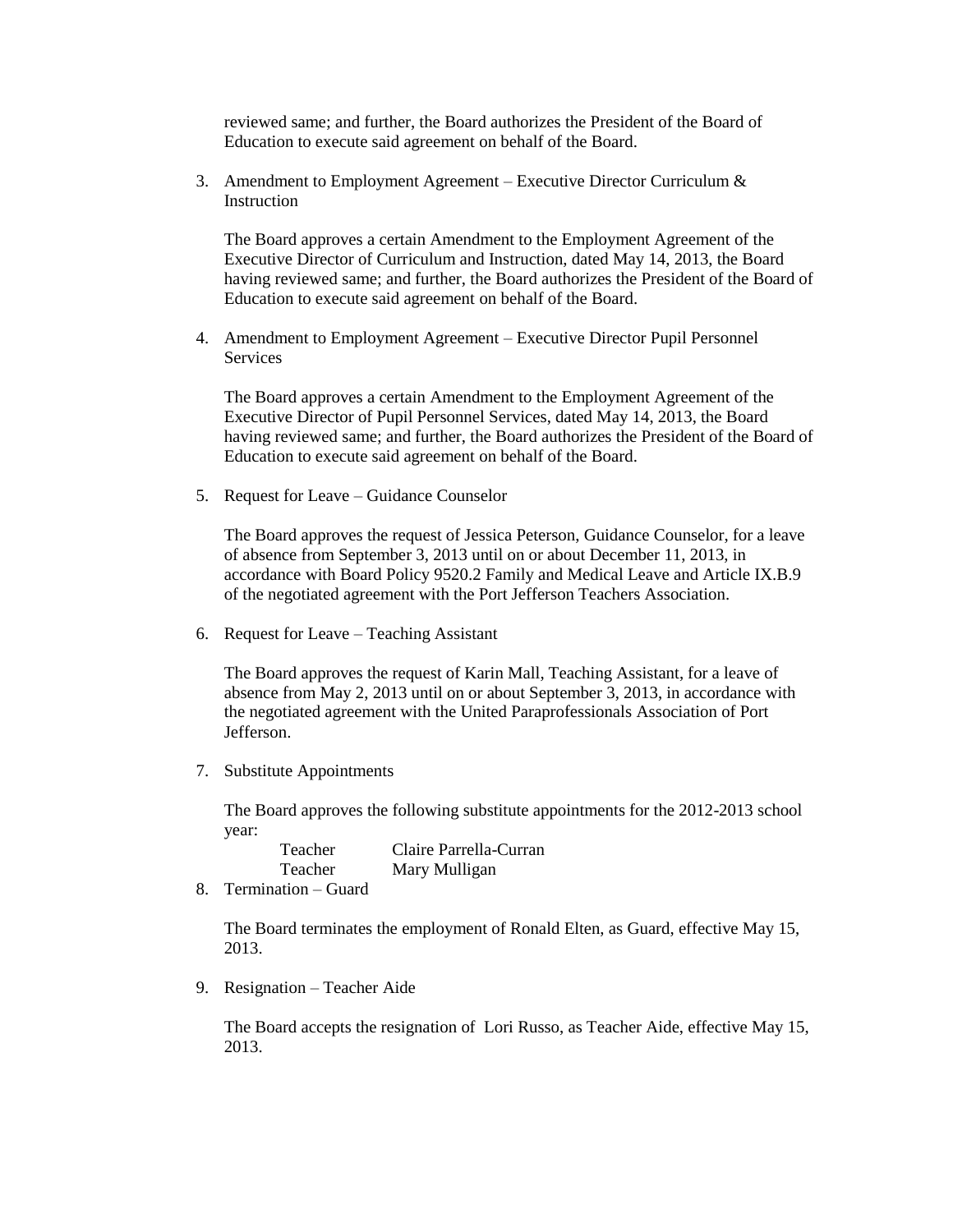reviewed same; and further, the Board authorizes the President of the Board of Education to execute said agreement on behalf of the Board.

3. Amendment to Employment Agreement – Executive Director Curriculum & Instruction

   The Board approves a certain Amendment to the Employment Agreement of the Executive Director of Curriculum and Instruction, dated May 14, 2013, the Board having reviewed same; and further, the Board authorizes the President of the Board of Education to execute said agreement on behalf of the Board.

4. Amendment to Employment Agreement – Executive Director Pupil Personnel Services

   The Board approves a certain Amendment to the Employment Agreement of the Executive Director of Pupil Personnel Services, dated May 14, 2013, the Board having reviewed same; and further, the Board authorizes the President of the Board of Education to execute said agreement on behalf of the Board.

5. Request for Leave – Guidance Counselor

   The Board approves the request of Jessica Peterson, Guidance Counselor, for a leave of absence from September 3, 2013 until on or about December 11, 2013, in accordance with Board Policy 9520.2 Family and Medical Leave and Article IX.B.9 of the negotiated agreement with the Port Jefferson Teachers Association.

6. Request for Leave – Teaching Assistant

   The Board approves the request of Karin Mall, Teaching Assistant, for a leave of absence from May 2, 2013 until on or about September 3, 2013, in accordance with the negotiated agreement with the United Paraprofessionals Association of Port Jefferson.

7. Substitute Appointments

   The Board approves the following substitute appointments for the 2012-2013 school year:

   | | |
   |---|---|
   | Teacher | Claire Parrella-Curran |
   | Teacher | Mary Mulligan |

8. Termination – Guard

   The Board terminates the employment of Ronald Elten, as Guard, effective May 15, 2013.

9. Resignation – Teacher Aide

   The Board accepts the resignation of Lori Russo, as Teacher Aide, effective May 15, 2013.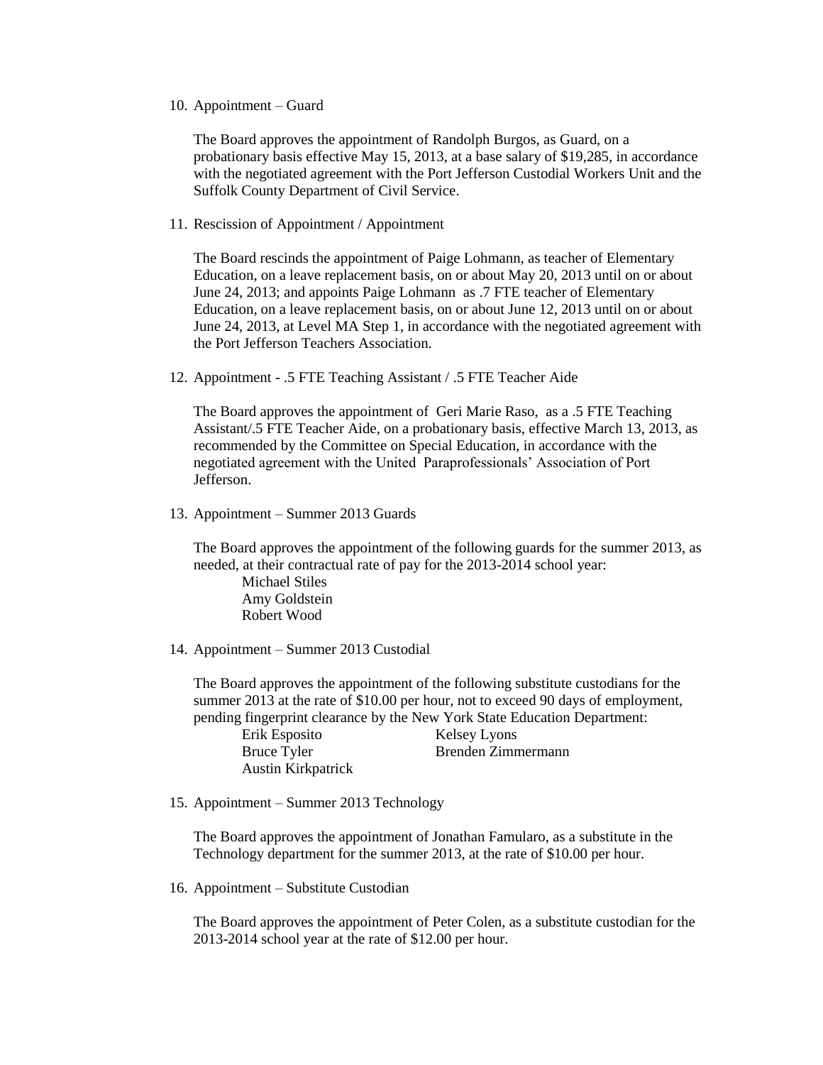10. Appointment – Guard

    The Board approves the appointment of Randolph Burgos, as Guard, on a probationary basis effective May 15, 2013, at a base salary of $19,285, in accordance with the negotiated agreement with the Port Jefferson Custodial Workers Unit and the Suffolk County Department of Civil Service.

11. Rescission of Appointment / Appointment

    The Board rescinds the appointment of Paige Lohmann, as teacher of Elementary Education, on a leave replacement basis, on or about May 20, 2013 until on or about June 24, 2013; and appoints Paige Lohmann as .7 FTE teacher of Elementary Education, on a leave replacement basis, on or about June 12, 2013 until on or about June 24, 2013, at Level MA Step 1, in accordance with the negotiated agreement with the Port Jefferson Teachers Association.

12. Appointment - .5 FTE Teaching Assistant / .5 FTE Teacher Aide

    The Board approves the appointment of Geri Marie Raso, as a .5 FTE Teaching Assistant/.5 FTE Teacher Aide, on a probationary basis, effective March 13, 2013, as recommended by the Committee on Special Education, in accordance with the negotiated agreement with the United Paraprofessionals' Association of Port Jefferson.

13. Appointment – Summer 2013 Guards

    The Board approves the appointment of the following guards for the summer 2013, as needed, at their contractual rate of pay for the 2013-2014 school year:
    - Michael Stiles
    - Amy Goldstein
    - Robert Wood

14. Appointment – Summer 2013 Custodial

    The Board approves the appointment of the following substitute custodians for the summer 2013 at the rate of $10.00 per hour, not to exceed 90 days of employment, pending fingerprint clearance by the New York State Education Department:
    - Erik Esposito
    - Kelsey Lyons
    - Bruce Tyler
    - Brenden Zimmermann
    - Austin Kirkpatrick

15. Appointment – Summer 2013 Technology

    The Board approves the appointment of Jonathan Famularo, as a substitute in the Technology department for the summer 2013, at the rate of $10.00 per hour.

16. Appointment – Substitute Custodian

    The Board approves the appointment of Peter Colen, as a substitute custodian for the 2013-2014 school year at the rate of $12.00 per hour.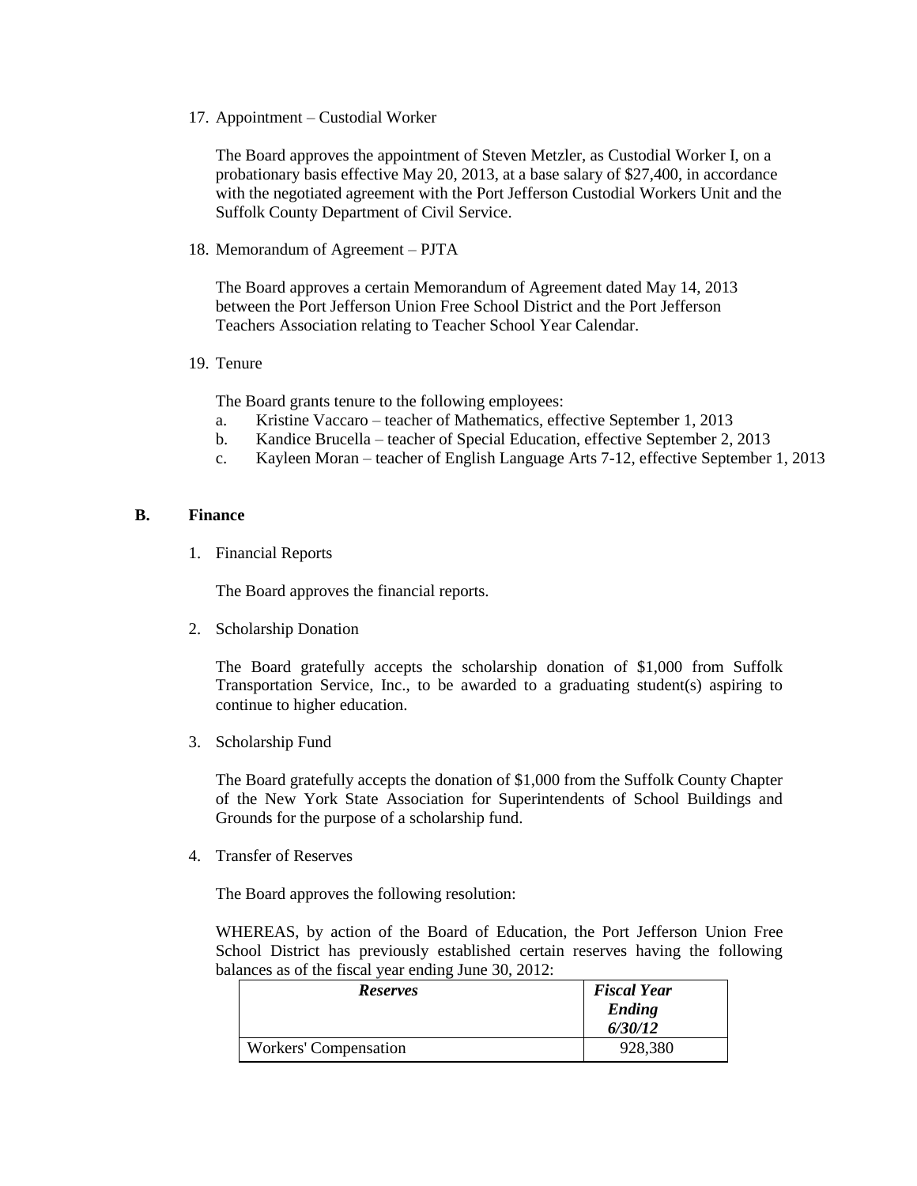17. Appointment – Custodial Worker

    The Board approves the appointment of Steven Metzler, as Custodial Worker I, on a probationary basis effective May 20, 2013, at a base salary of $27,400, in accordance with the negotiated agreement with the Port Jefferson Custodial Workers Unit and the Suffolk County Department of Civil Service.

18. Memorandum of Agreement – PJTA

    The Board approves a certain Memorandum of Agreement dated May 14, 2013 between the Port Jefferson Union Free School District and the Port Jefferson Teachers Association relating to Teacher School Year Calendar.

19. Tenure

    The Board grants tenure to the following employees:

    a. Kristine Vaccaro – teacher of Mathematics, effective September 1, 2013
    b. Kandice Brucella – teacher of Special Education, effective September 2, 2013
    c. Kayleen Moran – teacher of English Language Arts 7-12, effective September 1, 2013

## B. Finance

1. Financial Reports

   The Board approves the financial reports.

2. Scholarship Donation

   The Board gratefully accepts the scholarship donation of $1,000 from Suffolk Transportation Service, Inc., to be awarded to a graduating student(s) aspiring to continue to higher education.

3. Scholarship Fund

   The Board gratefully accepts the donation of $1,000 from the Suffolk County Chapter of the New York State Association for Superintendents of School Buildings and Grounds for the purpose of a scholarship fund.

4. Transfer of Reserves

   The Board approves the following resolution:

   WHEREAS, by action of the Board of Education, the Port Jefferson Union Free School District has previously established certain reserves having the following balances as of the fiscal year ending June 30, 2012:

| ***Reserves*** | ***Fiscal Year Ending 6/30/12*** |
|---|---|
| Workers' Compensation | 928,380 |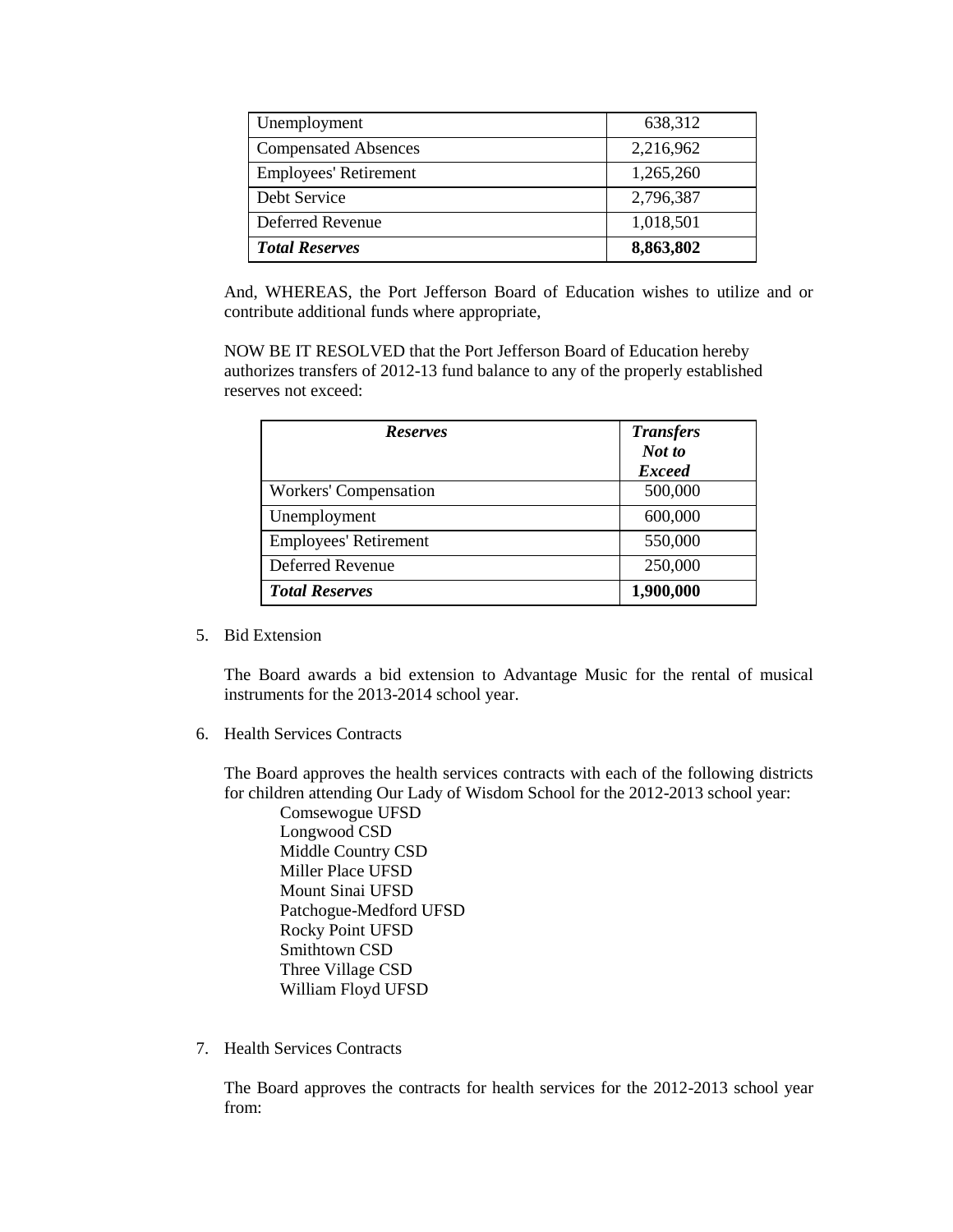| Unemployment | 638,312 |
|---|---|
| Compensated Absences | 2,216,962 |
| Employees' Retirement | 1,265,260 |
| Debt Service | 2,796,387 |
| Deferred Revenue | 1,018,501 |
| ***Total Reserves*** | **8,863,802** |

And, WHEREAS, the Port Jefferson Board of Education wishes to utilize and or contribute additional funds where appropriate,

NOW BE IT RESOLVED that the Port Jefferson Board of Education hereby authorizes transfers of 2012-13 fund balance to any of the properly established reserves not exceed:

| ***Reserves*** | ***Transfers Not to Exceed*** |
|---|---|
| Workers' Compensation | 500,000 |
| Unemployment | 600,000 |
| Employees' Retirement | 550,000 |
| Deferred Revenue | 250,000 |
| ***Total Reserves*** | **1,900,000** |

5. Bid Extension

   The Board awards a bid extension to Advantage Music for the rental of musical instruments for the 2013-2014 school year.

6. Health Services Contracts

   The Board approves the health services contracts with each of the following districts for children attending Our Lady of Wisdom School for the 2012-2013 school year:

   Comsewogue UFSD
   Longwood CSD
   Middle Country CSD
   Miller Place UFSD
   Mount Sinai UFSD
   Patchogue-Medford UFSD
   Rocky Point UFSD
   Smithtown CSD
   Three Village CSD
   William Floyd UFSD

7. Health Services Contracts

   The Board approves the contracts for health services for the 2012-2013 school year from: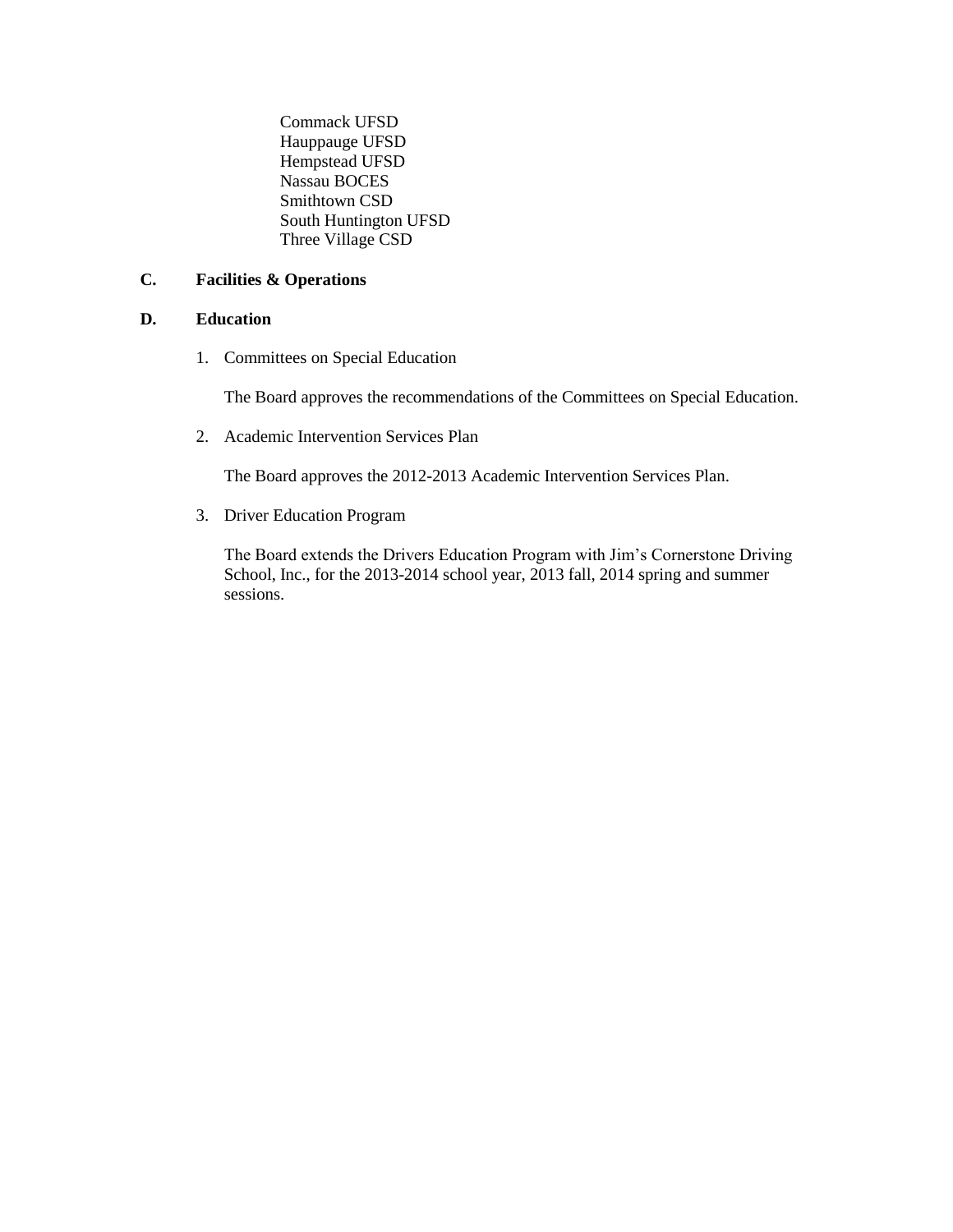Commack UFSD
Hauppauge UFSD
Hempstead UFSD
Nassau BOCES
Smithtown CSD
South Huntington UFSD
Three Village CSD

**C. Facilities & Operations**

**D. Education**

1. Committees on Special Education

   The Board approves the recommendations of the Committees on Special Education.

2. Academic Intervention Services Plan

   The Board approves the 2012-2013 Academic Intervention Services Plan.

3. Driver Education Program

   The Board extends the Drivers Education Program with Jim's Cornerstone Driving School, Inc., for the 2013-2014 school year, 2013 fall, 2014 spring and summer sessions.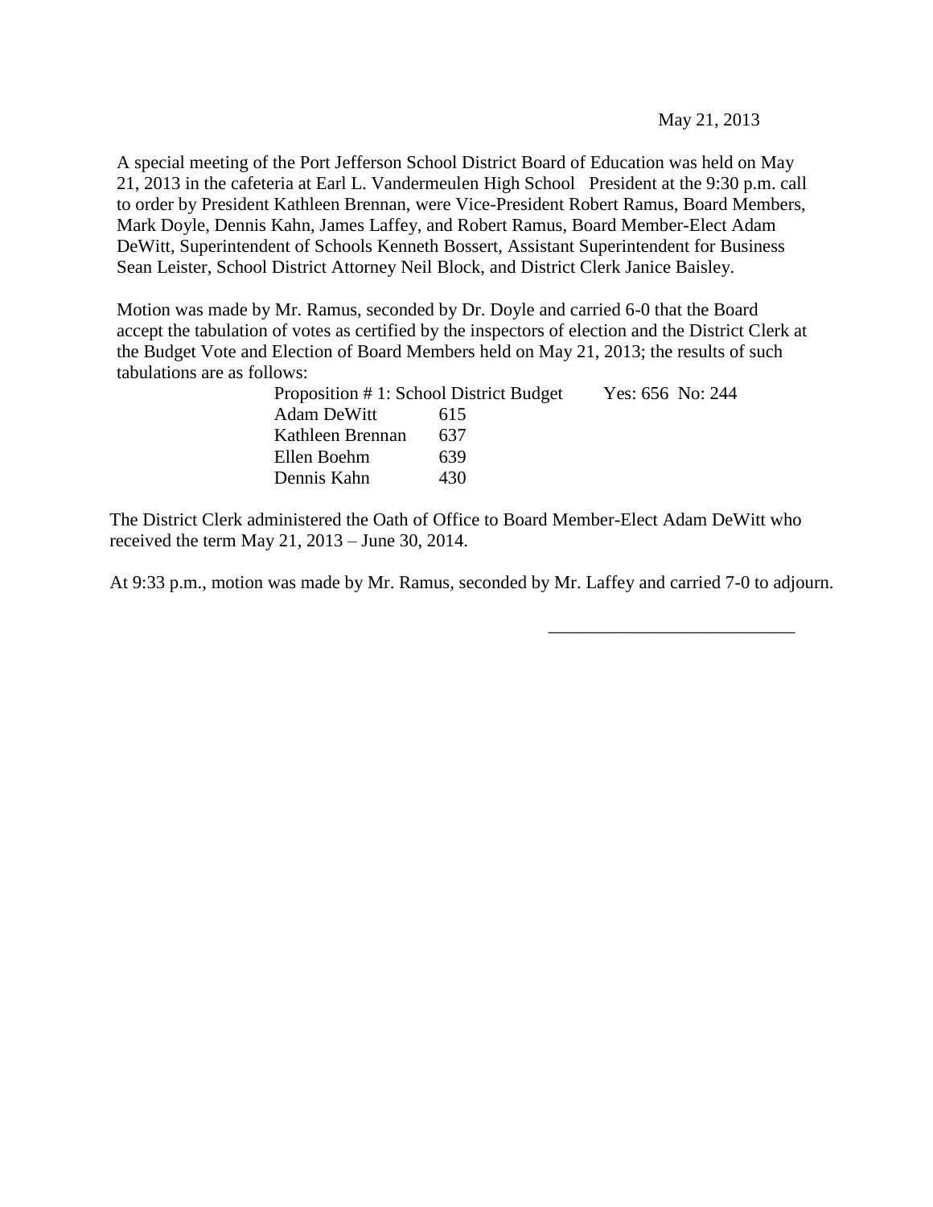May 21, 2013

A special meeting of the Port Jefferson School District Board of Education was held on May 21, 2013 in the cafeteria at Earl L. Vandermeulen High School President at the 9:30 p.m. call to order by President Kathleen Brennan, were Vice-President Robert Ramus, Board Members, Mark Doyle, Dennis Kahn, James Laffey, and Robert Ramus, Board Member-Elect Adam DeWitt, Superintendent of Schools Kenneth Bossert, Assistant Superintendent for Business Sean Leister, School District Attorney Neil Block, and District Clerk Janice Baisley.

Motion was made by Mr. Ramus, seconded by Dr. Doyle and carried 6-0 that the Board accept the tabulation of votes as certified by the inspectors of election and the District Clerk at the Budget Vote and Election of Board Members held on May 21, 2013; the results of such tabulations are as follows:

| | | |
|---|---|---|
| Proposition # 1: School District Budget | | Yes: 656 No: 244 |
| Adam DeWitt | 615 | |
| Kathleen Brennan | 637 | |
| Ellen Boehm | 639 | |
| Dennis Kahn | 430 | |

The District Clerk administered the Oath of Office to Board Member-Elect Adam DeWitt who received the term May 21, 2013 – June 30, 2014.

At 9:33 p.m., motion was made by Mr. Ramus, seconded by Mr. Laffey and carried 7-0 to adjourn.

___________________________